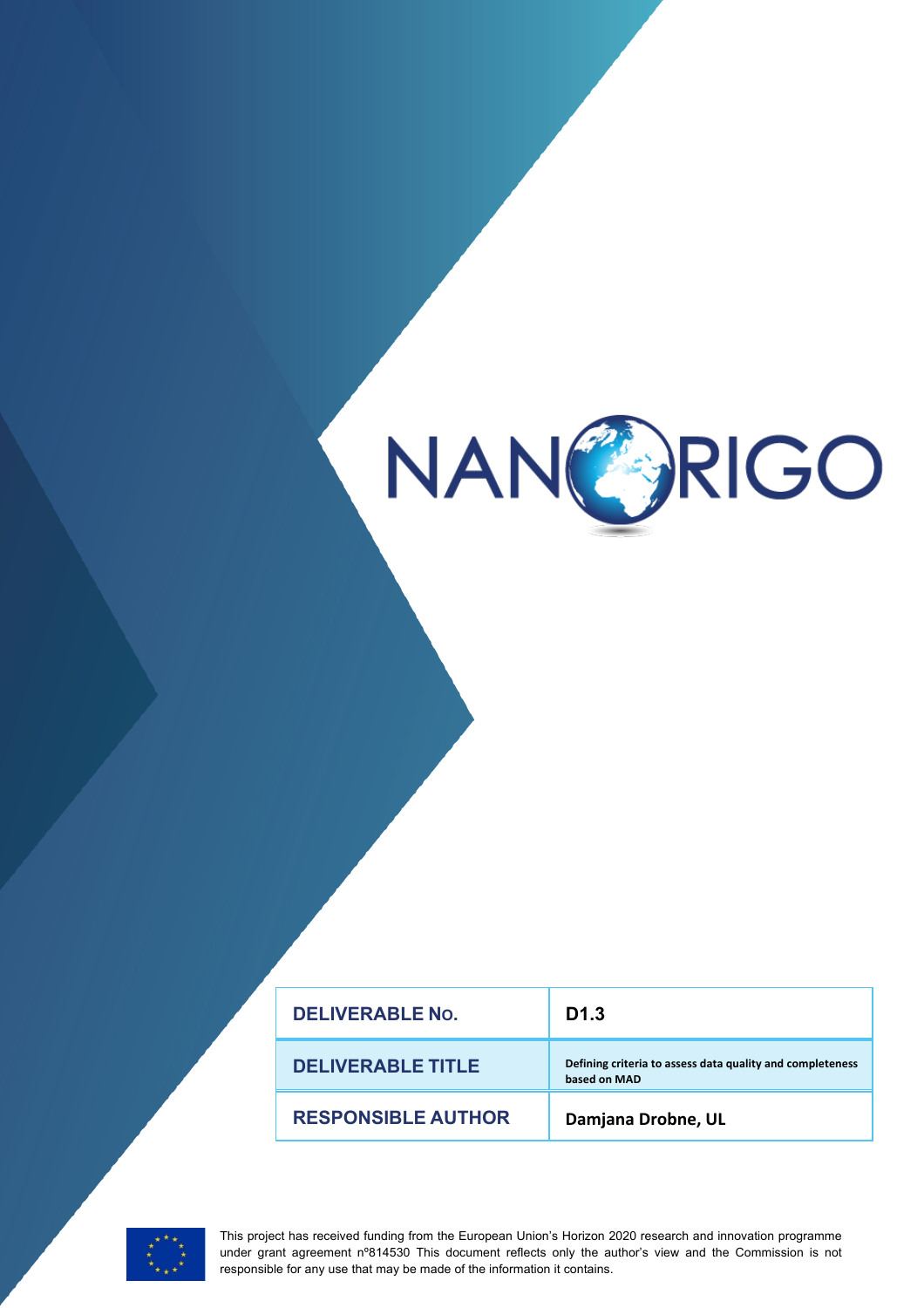NANORIGO

| DELIVERABLE No. | D1.3 |
| --- | --- |
| DELIVERABLE TITLE | Defining criteria to assess data quality and completeness based on MAD |
| RESPONSIBLE AUTHOR | Damjana Drobne, UL |

This project has received funding from the European Union's Horizon 2020 research and innovation programme under grant agreement nº814530 This document reflects only the author's view and the Commission is not responsible for any use that may be made of the information it contains.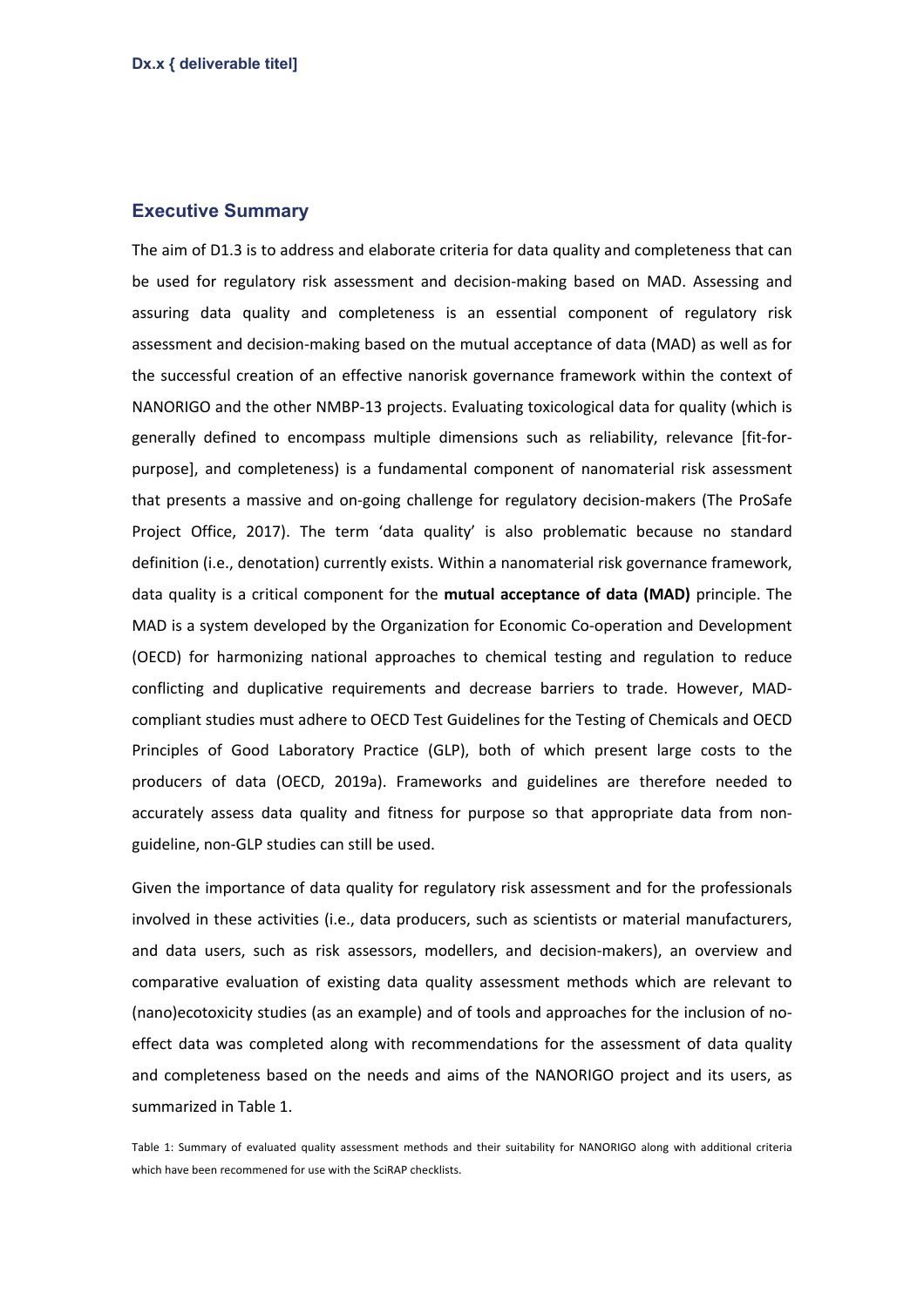## Executive Summary

The aim of D1.3 is to address and elaborate criteria for data quality and completeness that can be used for regulatory risk assessment and decision-making based on MAD. Assessing and assuring data quality and completeness is an essential component of regulatory risk assessment and decision-making based on the mutual acceptance of data (MAD) as well as for the successful creation of an effective nanorisk governance framework within the context of NANORIGO and the other NMBP-13 projects. Evaluating toxicological data for quality (which is generally defined to encompass multiple dimensions such as reliability, relevance [fit-for-purpose], and completeness) is a fundamental component of nanomaterial risk assessment that presents a massive and on-going challenge for regulatory decision-makers (The ProSafe Project Office, 2017). The term 'data quality' is also problematic because no standard definition (i.e., denotation) currently exists. Within a nanomaterial risk governance framework, data quality is a critical component for the **mutual acceptance of data (MAD)** principle. The MAD is a system developed by the Organization for Economic Co-operation and Development (OECD) for harmonizing national approaches to chemical testing and regulation to reduce conflicting and duplicative requirements and decrease barriers to trade. However, MAD-compliant studies must adhere to OECD Test Guidelines for the Testing of Chemicals and OECD Principles of Good Laboratory Practice (GLP), both of which present large costs to the producers of data (OECD, 2019a). Frameworks and guidelines are therefore needed to accurately assess data quality and fitness for purpose so that appropriate data from non-guideline, non-GLP studies can still be used.

Given the importance of data quality for regulatory risk assessment and for the professionals involved in these activities (i.e., data producers, such as scientists or material manufacturers, and data users, such as risk assessors, modellers, and decision-makers), an overview and comparative evaluation of existing data quality assessment methods which are relevant to (nano)ecotoxicity studies (as an example) and of tools and approaches for the inclusion of no-effect data was completed along with recommendations for the assessment of data quality and completeness based on the needs and aims of the NANORIGO project and its users, as summarized in Table 1.

Table 1: Summary of evaluated quality assessment methods and their suitability for NANORIGO along with additional criteria which have been recommened for use with the SciRAP checklists.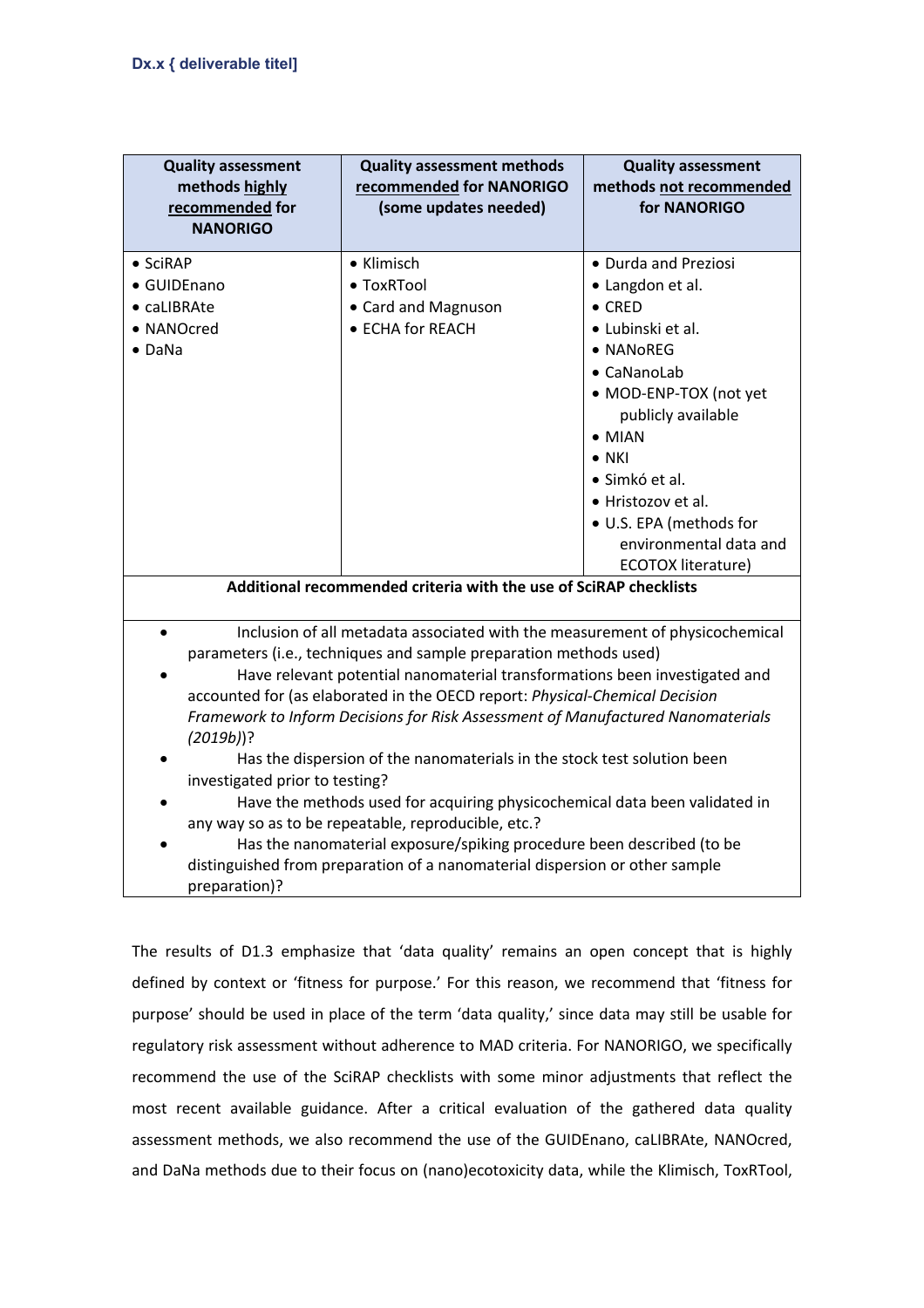| Quality assessment methods <u>highly recommended</u> for NANORIGO | Quality assessment methods <u>recommended</u> for NANORIGO (some updates needed) | Quality assessment methods <u>not recommended</u> for NANORIGO |
|---|---|---|
| • SciRAP<br>• GUIDEnano<br>• caLIBRAte<br>• NANOcred<br>• DaNa | • Klimisch<br>• ToxRTool<br>• Card and Magnuson<br>• ECHA for REACH | • Durda and Preziosi<br>• Langdon et al.<br>• CRED<br>• Lubinski et al.<br>• NANoREG<br>• CaNanoLab<br>• MOD-ENP-TOX (not yet publicly available<br>• MIAN<br>• NKI<br>• Simkó et al.<br>• Hristozov et al.<br>• U.S. EPA (methods for environmental data and ECOTOX literature) |
| **Additional recommended criteria with the use of SciRAP checklists** | | |
| • Inclusion of all metadata associated with the measurement of physicochemical parameters (i.e., techniques and sample preparation methods used)<br>• Have relevant potential nanomaterial transformations been investigated and accounted for (as elaborated in the OECD report: *Physical-Chemical Decision Framework to Inform Decisions for Risk Assessment of Manufactured Nanomaterials (2019b)*)?<br>• Has the dispersion of the nanomaterials in the stock test solution been investigated prior to testing?<br>• Have the methods used for acquiring physicochemical data been validated in any way so as to be repeatable, reproducible, etc.?<br>• Has the nanomaterial exposure/spiking procedure been described (to be distinguished from preparation of a nanomaterial dispersion or other sample preparation)? | | |

The results of D1.3 emphasize that 'data quality' remains an open concept that is highly defined by context or 'fitness for purpose.' For this reason, we recommend that 'fitness for purpose' should be used in place of the term 'data quality,' since data may still be usable for regulatory risk assessment without adherence to MAD criteria. For NANORIGO, we specifically recommend the use of the SciRAP checklists with some minor adjustments that reflect the most recent available guidance. After a critical evaluation of the gathered data quality assessment methods, we also recommend the use of the GUIDEnano, caLIBRAte, NANOcred, and DaNa methods due to their focus on (nano)ecotoxicity data, while the Klimisch, ToxRTool,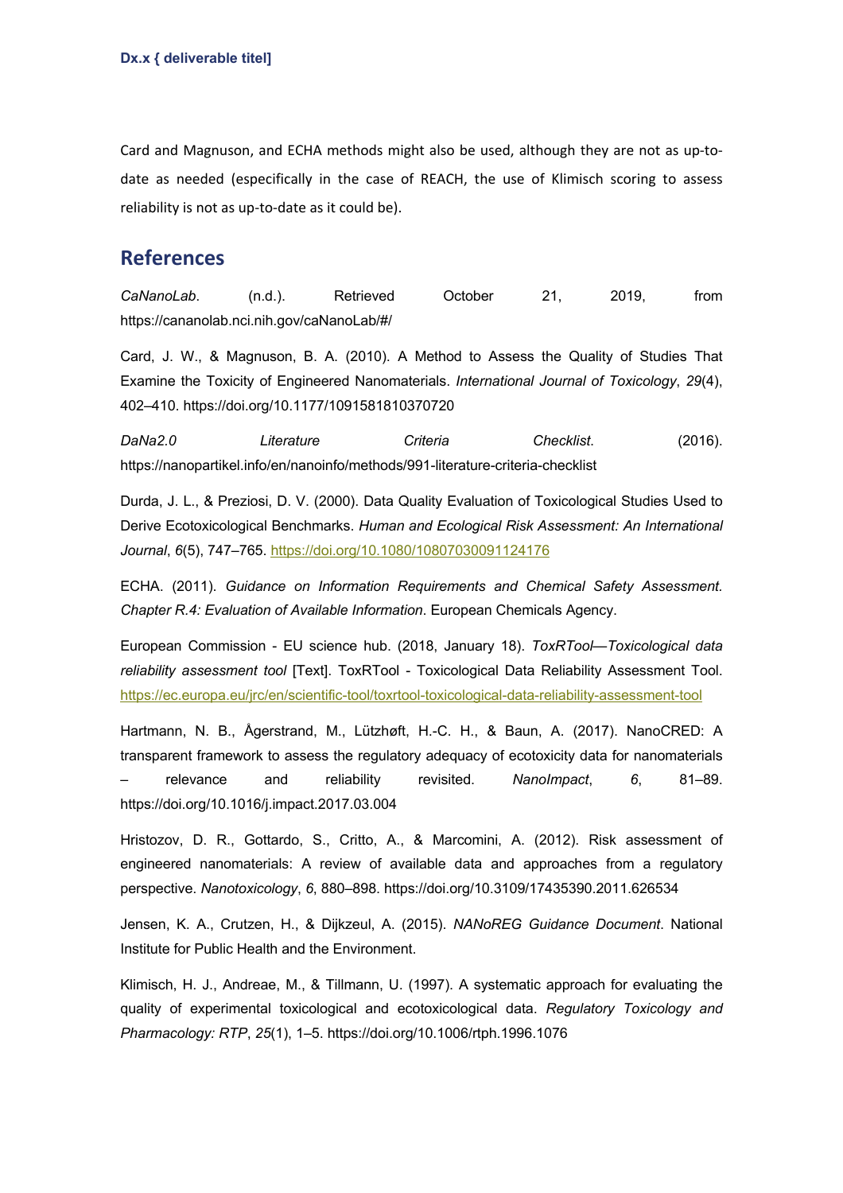Card and Magnuson, and ECHA methods might also be used, although they are not as up-to-date as needed (especifically in the case of REACH, the use of Klimisch scoring to assess reliability is not as up-to-date as it could be).

## References

*CaNanoLab*. (n.d.). Retrieved October 21, 2019, from https://cananolab.nci.nih.gov/caNanoLab/#/

Card, J. W., & Magnuson, B. A. (2010). A Method to Assess the Quality of Studies That Examine the Toxicity of Engineered Nanomaterials. *International Journal of Toxicology*, *29*(4), 402–410. https://doi.org/10.1177/1091581810370720

*DaNa2.0 Literature Criteria Checklist*. (2016). https://nanopartikel.info/en/nanoinfo/methods/991-literature-criteria-checklist

Durda, J. L., & Preziosi, D. V. (2000). Data Quality Evaluation of Toxicological Studies Used to Derive Ecotoxicological Benchmarks. *Human and Ecological Risk Assessment: An International Journal*, *6*(5), 747–765. https://doi.org/10.1080/10807030091124176

ECHA. (2011). *Guidance on Information Requirements and Chemical Safety Assessment. Chapter R.4: Evaluation of Available Information*. European Chemicals Agency.

European Commission - EU science hub. (2018, January 18). *ToxRTool—Toxicological data reliability assessment tool* [Text]. ToxRTool - Toxicological Data Reliability Assessment Tool. https://ec.europa.eu/jrc/en/scientific-tool/toxrtool-toxicological-data-reliability-assessment-tool

Hartmann, N. B., Ågerstrand, M., Lützhøft, H.-C. H., & Baun, A. (2017). NanoCRED: A transparent framework to assess the regulatory adequacy of ecotoxicity data for nanomaterials – relevance and reliability revisited. *NanoImpact*, *6*, 81–89. https://doi.org/10.1016/j.impact.2017.03.004

Hristozov, D. R., Gottardo, S., Critto, A., & Marcomini, A. (2012). Risk assessment of engineered nanomaterials: A review of available data and approaches from a regulatory perspective. *Nanotoxicology*, *6*, 880–898. https://doi.org/10.3109/17435390.2011.626534

Jensen, K. A., Crutzen, H., & Dijkzeul, A. (2015). *NANoREG Guidance Document*. National Institute for Public Health and the Environment.

Klimisch, H. J., Andreae, M., & Tillmann, U. (1997). A systematic approach for evaluating the quality of experimental toxicological and ecotoxicological data. *Regulatory Toxicology and Pharmacology: RTP*, *25*(1), 1–5. https://doi.org/10.1006/rtph.1996.1076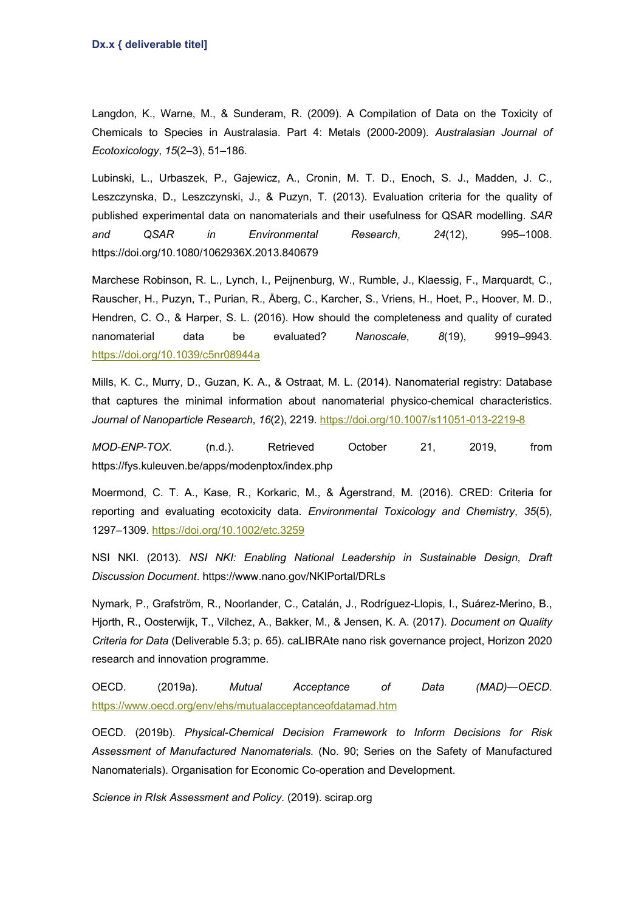Langdon, K., Warne, M., & Sunderam, R. (2009). A Compilation of Data on the Toxicity of Chemicals to Species in Australasia. Part 4: Metals (2000-2009). *Australasian Journal of Ecotoxicology*, *15*(2–3), 51–186.

Lubinski, L., Urbaszek, P., Gajewicz, A., Cronin, M. T. D., Enoch, S. J., Madden, J. C., Leszczynska, D., Leszczynski, J., & Puzyn, T. (2013). Evaluation criteria for the quality of published experimental data on nanomaterials and their usefulness for QSAR modelling. *SAR and QSAR in Environmental Research*, *24*(12), 995–1008. https://doi.org/10.1080/1062936X.2013.840679

Marchese Robinson, R. L., Lynch, I., Peijnenburg, W., Rumble, J., Klaessig, F., Marquardt, C., Rauscher, H., Puzyn, T., Purian, R., Åberg, C., Karcher, S., Vriens, H., Hoet, P., Hoover, M. D., Hendren, C. O., & Harper, S. L. (2016). How should the completeness and quality of curated nanomaterial data be evaluated? *Nanoscale*, *8*(19), 9919–9943. https://doi.org/10.1039/c5nr08944a

Mills, K. C., Murry, D., Guzan, K. A., & Ostraat, M. L. (2014). Nanomaterial registry: Database that captures the minimal information about nanomaterial physico-chemical characteristics. *Journal of Nanoparticle Research*, *16*(2), 2219. https://doi.org/10.1007/s11051-013-2219-8

*MOD-ENP-TOX*. (n.d.). Retrieved October 21, 2019, from https://fys.kuleuven.be/apps/modenptox/index.php

Moermond, C. T. A., Kase, R., Korkaric, M., & Ågerstrand, M. (2016). CRED: Criteria for reporting and evaluating ecotoxicity data. *Environmental Toxicology and Chemistry*, *35*(5), 1297–1309. https://doi.org/10.1002/etc.3259

NSI NKI. (2013). *NSI NKI: Enabling National Leadership in Sustainable Design, Draft Discussion Document*. https://www.nano.gov/NKIPortal/DRLs

Nymark, P., Grafström, R., Noorlander, C., Catalán, J., Rodríguez-Llopis, I., Suárez-Merino, B., Hjorth, R., Oosterwijk, T., Vilchez, A., Bakker, M., & Jensen, K. A. (2017). *Document on Quality Criteria for Data* (Deliverable 5.3; p. 65). caLIBRAte nano risk governance project, Horizon 2020 research and innovation programme.

OECD. (2019a). *Mutual Acceptance of Data (MAD)—OECD*. https://www.oecd.org/env/ehs/mutualacceptanceofdatamad.htm

OECD. (2019b). *Physical-Chemical Decision Framework to Inform Decisions for Risk Assessment of Manufactured Nanomaterials.* (No. 90; Series on the Safety of Manufactured Nanomaterials). Organisation for Economic Co-operation and Development.

*Science in RIsk Assessment and Policy*. (2019). scirap.org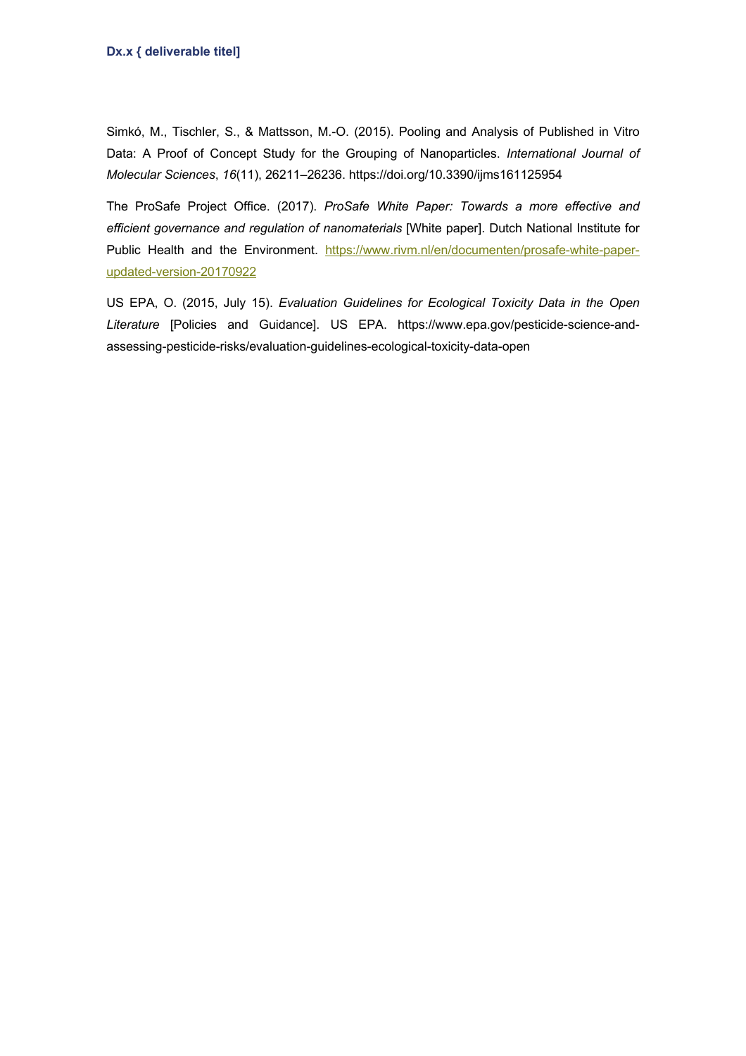Simkó, M., Tischler, S., & Mattsson, M.-O. (2015). Pooling and Analysis of Published in Vitro Data: A Proof of Concept Study for the Grouping of Nanoparticles. *International Journal of Molecular Sciences*, *16*(11), 26211–26236. https://doi.org/10.3390/ijms161125954

The ProSafe Project Office. (2017). *ProSafe White Paper: Towards a more effective and efficient governance and regulation of nanomaterials* [White paper]. Dutch National Institute for Public Health and the Environment. https://www.rivm.nl/en/documenten/prosafe-white-paper-updated-version-20170922

US EPA, O. (2015, July 15). *Evaluation Guidelines for Ecological Toxicity Data in the Open Literature* [Policies and Guidance]. US EPA. https://www.epa.gov/pesticide-science-and-assessing-pesticide-risks/evaluation-guidelines-ecological-toxicity-data-open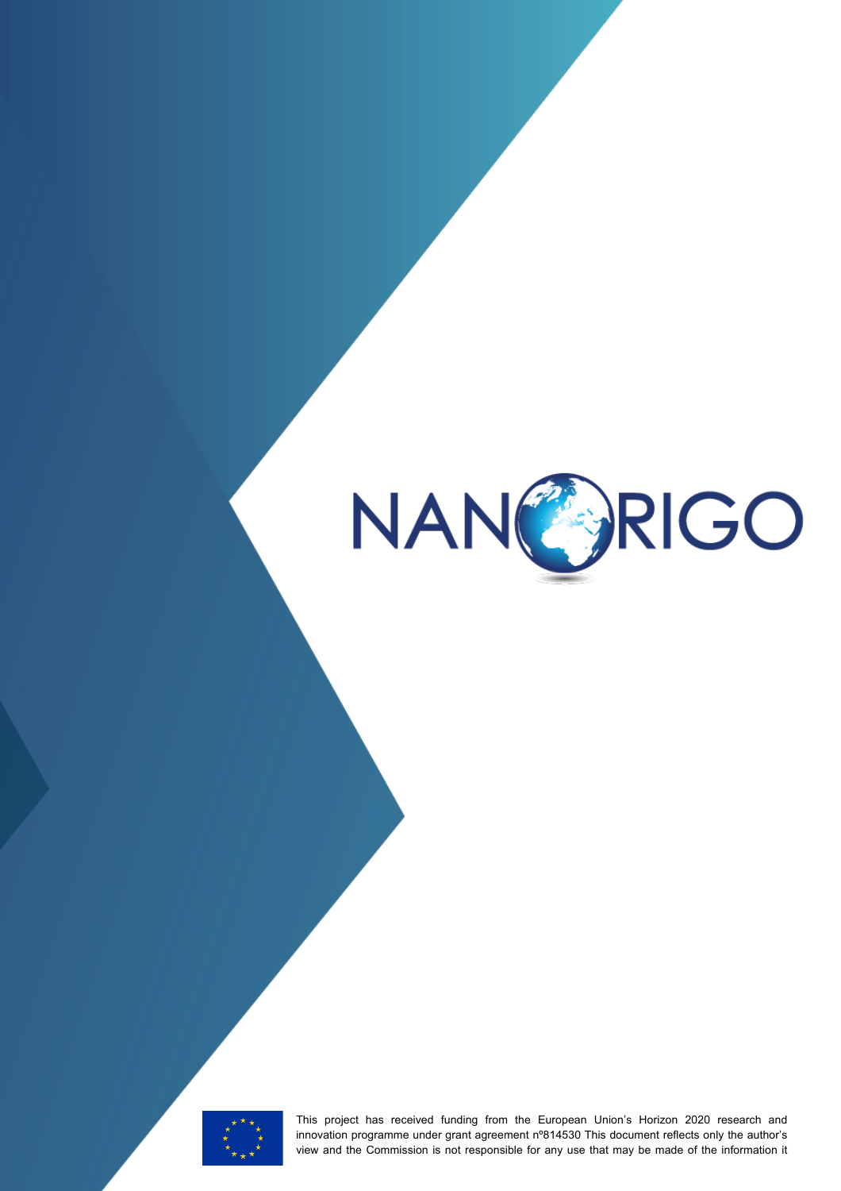NANORIGO

This project has received funding from the European Union's Horizon 2020 research and innovation programme under grant agreement nº814530 This document reflects only the author's view and the Commission is not responsible for any use that may be made of the information it